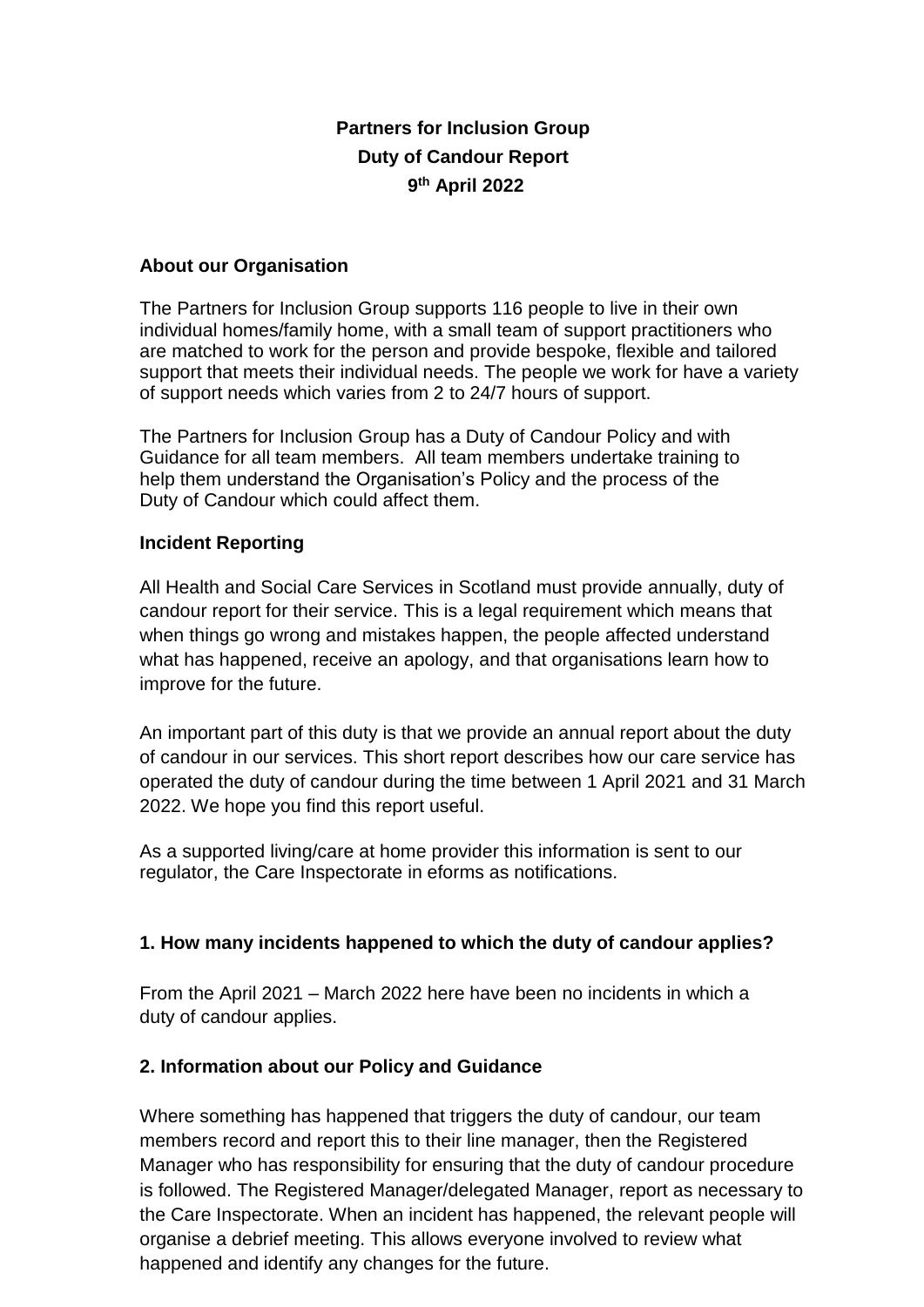# Partners for Inclusion Group
# Duty of Candour Report
# 9th April 2022

**About our Organisation**

The Partners for Inclusion Group supports 116 people to live in their own individual homes/family home, with a small team of support practitioners who are matched to work for the person and provide bespoke, flexible and tailored support that meets their individual needs. The people we work for have a variety of support needs which varies from 2 to 24/7 hours of support.

The Partners for Inclusion Group has a Duty of Candour Policy and with Guidance for all team members. All team members undertake training to help them understand the Organisation's Policy and the process of the Duty of Candour which could affect them.

**Incident Reporting**

All Health and Social Care Services in Scotland must provide annually, duty of candour report for their service. This is a legal requirement which means that when things go wrong and mistakes happen, the people affected understand what has happened, receive an apology, and that organisations learn how to improve for the future.

An important part of this duty is that we provide an annual report about the duty of candour in our services. This short report describes how our care service has operated the duty of candour during the time between 1 April 2021 and 31 March 2022. We hope you find this report useful.

As a supported living/care at home provider this information is sent to our regulator, the Care Inspectorate in eforms as notifications.

**1. How many incidents happened to which the duty of candour applies?**

From the April 2021 – March 2022 here have been no incidents in which a duty of candour applies.

**2. Information about our Policy and Guidance**

Where something has happened that triggers the duty of candour, our team members record and report this to their line manager, then the Registered Manager who has responsibility for ensuring that the duty of candour procedure is followed. The Registered Manager/delegated Manager, report as necessary to the Care Inspectorate. When an incident has happened, the relevant people will organise a debrief meeting. This allows everyone involved to review what happened and identify any changes for the future.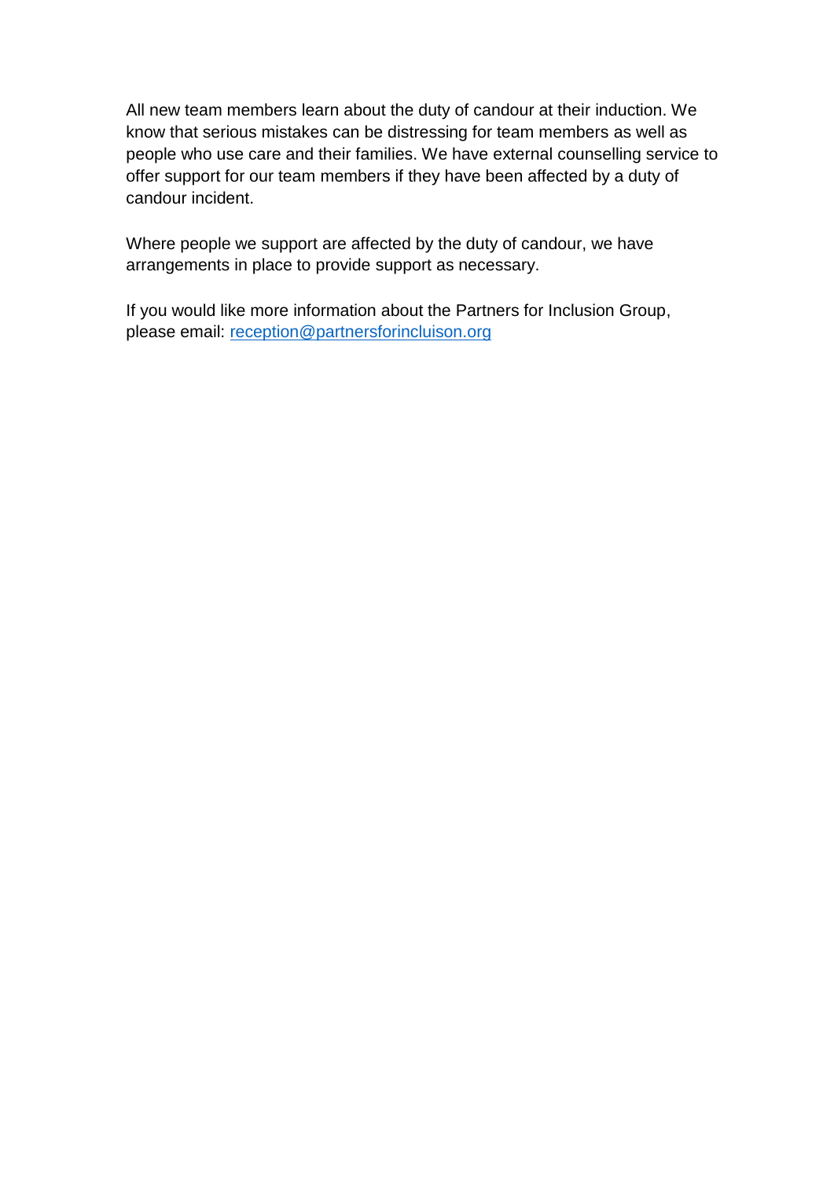All new team members learn about the duty of candour at their induction. We know that serious mistakes can be distressing for team members as well as people who use care and their families. We have external counselling service to offer support for our team members if they have been affected by a duty of candour incident.

Where people we support are affected by the duty of candour, we have arrangements in place to provide support as necessary.

If you would like more information about the Partners for Inclusion Group, please email: reception@partnersforincluison.org